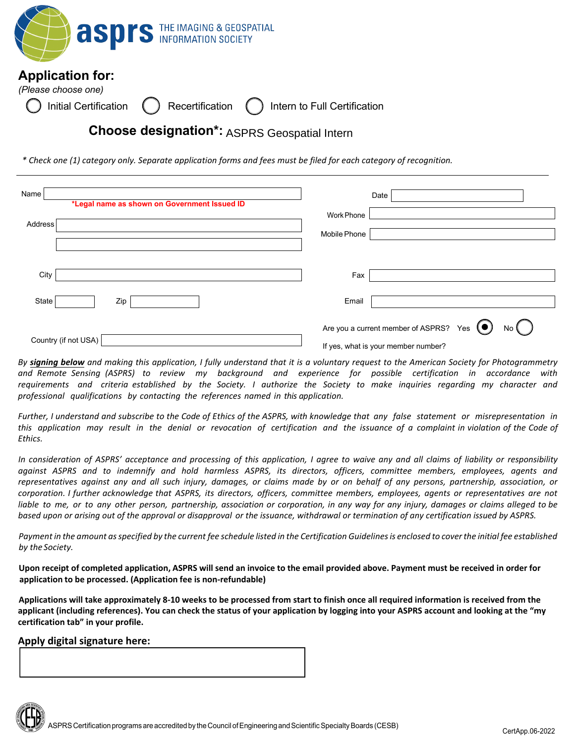**asprs** THE IMAGING & GEOSPATIAL INFORMATION SOCIETY

## Application for:

*(Please choose one)*

○ Initial Certification ○ Recertification ○ Intern to Full Certification

### Choose designation*: ASPRS Geospatial Intern

*\* Check one (1) category only. Separate application forms and fees must be filed for each category of recognition.*

---

Name ____________________ 
*Legal name as shown on Government Issued ID

Address ____________________

____________________

City ____________________

State ________ Zip ________

Country (if not USA) ____________________

Date ____________________

Work Phone ____________________

Mobile Phone ____________________

Fax ____________________

Email ____________________

Are you a current member of ASPRS? Yes ◉ No ○

If yes, what is your member number?

*By **signing below** and making this application, I fully understand that it is a voluntary request to the American Society for Photogrammetry and Remote Sensing (ASPRS) to review my background and experience for possible certification in accordance with requirements and criteria established by the Society. I authorize the Society to make inquiries regarding my character and professional qualifications by contacting the references named in this application.*

*Further, I understand and subscribe to the Code of Ethics of the ASPRS, with knowledge that any false statement or misrepresentation in this application may result in the denial or revocation of certification and the issuance of a complaint in violation of the Code of Ethics.*

*In consideration of ASPRS' acceptance and processing of this application, I agree to waive any and all claims of liability or responsibility against ASPRS and to indemnify and hold harmless ASPRS, its directors, officers, committee members, employees, agents and representatives against any and all such injury, damages, or claims made by or on behalf of any persons, partnership, association, or corporation. I further acknowledge that ASPRS, its directors, officers, committee members, employees, agents or representatives are not liable to me, or to any other person, partnership, association or corporation, in any way for any injury, damages or claims alleged to be based upon or arising out of the approval or disapproval or the issuance, withdrawal or termination of any certification issued by ASPRS.*

*Payment in the amount as specified by the current fee schedule listed in the Certification Guidelines is enclosed to cover the initial fee established by the Society.*

**Upon receipt of completed application, ASPRS will send an invoice to the email provided above. Payment must be received in order for application to be processed. (Application fee is non-refundable)**

**Applications will take approximately 8-10 weeks to be processed from start to finish once all required information is received from the applicant (including references). You can check the status of your application by logging into your ASPRS account and looking at the "my certification tab" in your profile.**

### Apply digital signature here:

____________________

ASPRS Certification programs are accredited by the Council of Engineering and Scientific Specialty Boards (CESB)

CertApp.06-2022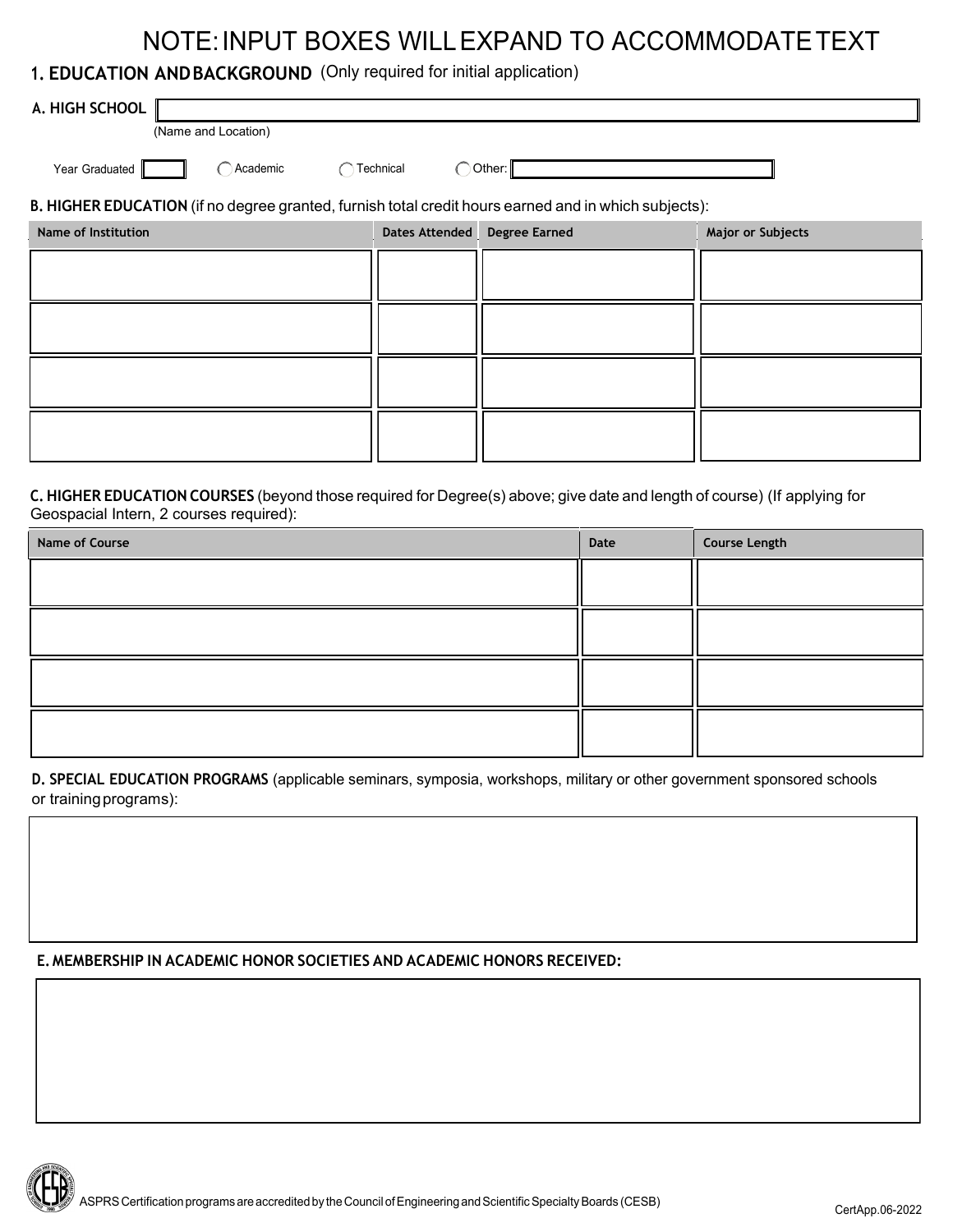NOTE: INPUT BOXES WILL EXPAND TO ACCOMMODATE TEXT

## 1. EDUCATION AND BACKGROUND (Only required for initial application)

**A. HIGH SCHOOL**

(Name and Location)

Year Graduated ☐ ◯ Academic ◯ Technical ◯ Other: ☐

**B. HIGHER EDUCATION** (if no degree granted, furnish total credit hours earned and in which subjects):

| Name of Institution | Dates Attended | Degree Earned | Major or Subjects |
|---|---|---|---|
| | | | |
| | | | |
| | | | |
| | | | |

**C. HIGHER EDUCATION COURSES** (beyond those required for Degree(s) above; give date and length of course) (If applying for Geospacial Intern, 2 courses required):

| Name of Course | Date | Course Length |
|---|---|---|
| | | |
| | | |
| | | |
| | | |

**D. SPECIAL EDUCATION PROGRAMS** (applicable seminars, symposia, workshops, military or other government sponsored schools or training programs):

**E. MEMBERSHIP IN ACADEMIC HONOR SOCIETIES AND ACADEMIC HONORS RECEIVED:**

ASPRS Certification programs are accredited by the Council of Engineering and Scientific Specialty Boards (CESB)

CertApp.06-2022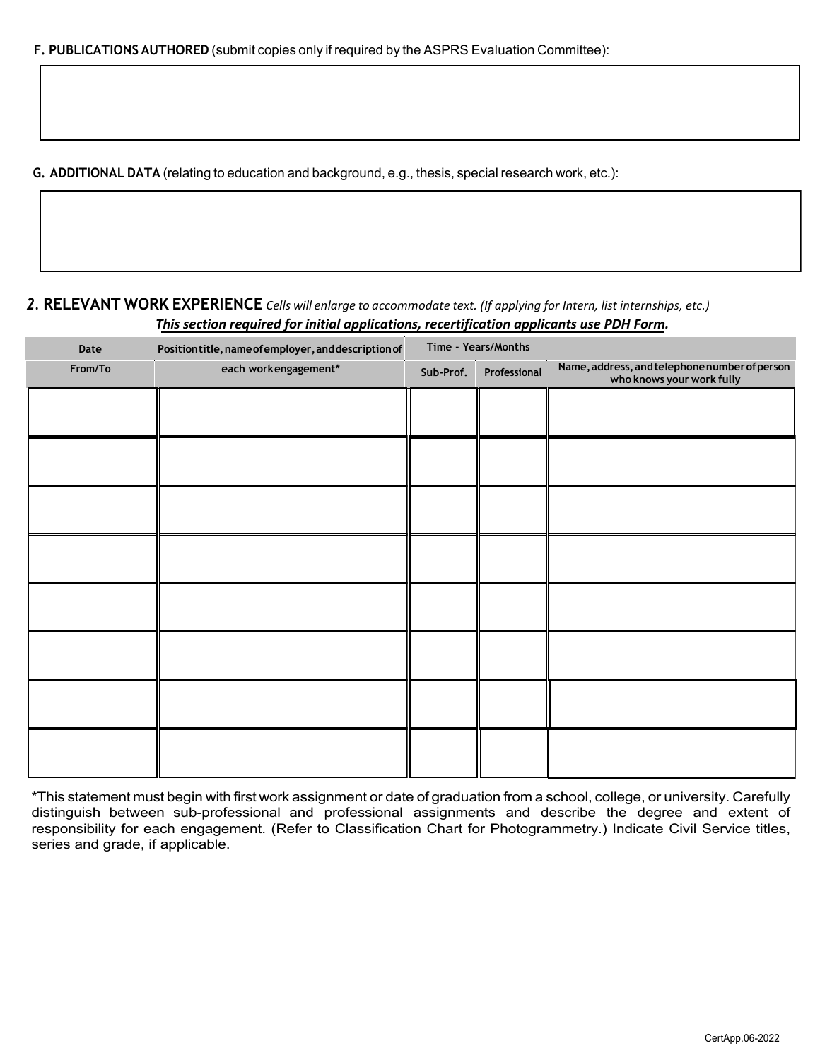**F. PUBLICATIONS AUTHORED** (submit copies only if required by the ASPRS Evaluation Committee):

**G. ADDITIONAL DATA** (relating to education and background, e.g., thesis, special research work, etc.):

## 2. RELEVANT WORK EXPERIENCE *Cells will enlarge to accommodate text. (If applying for Intern, list internships, etc.)*

***This section required for initial applications, recertification applicants use PDH Form.***

| Date From/To | Position title, name of employer, and description of each work engagement* | Time - Years/Months | | Name, address, and telephone number of person who knows your work fully |
|---|---|---|---|---|
| | | Sub-Prof. | Professional | |
| | | | | |
| | | | | |
| | | | | |
| | | | | |
| | | | | |
| | | | | |
| | | | | |
| | | | | |

*This statement must begin with first work assignment or date of graduation from a school, college, or university. Carefully distinguish between sub-professional and professional assignments and describe the degree and extent of responsibility for each engagement. (Refer to Classification Chart for Photogrammetry.) Indicate Civil Service titles, series and grade, if applicable.

CertApp.06-2022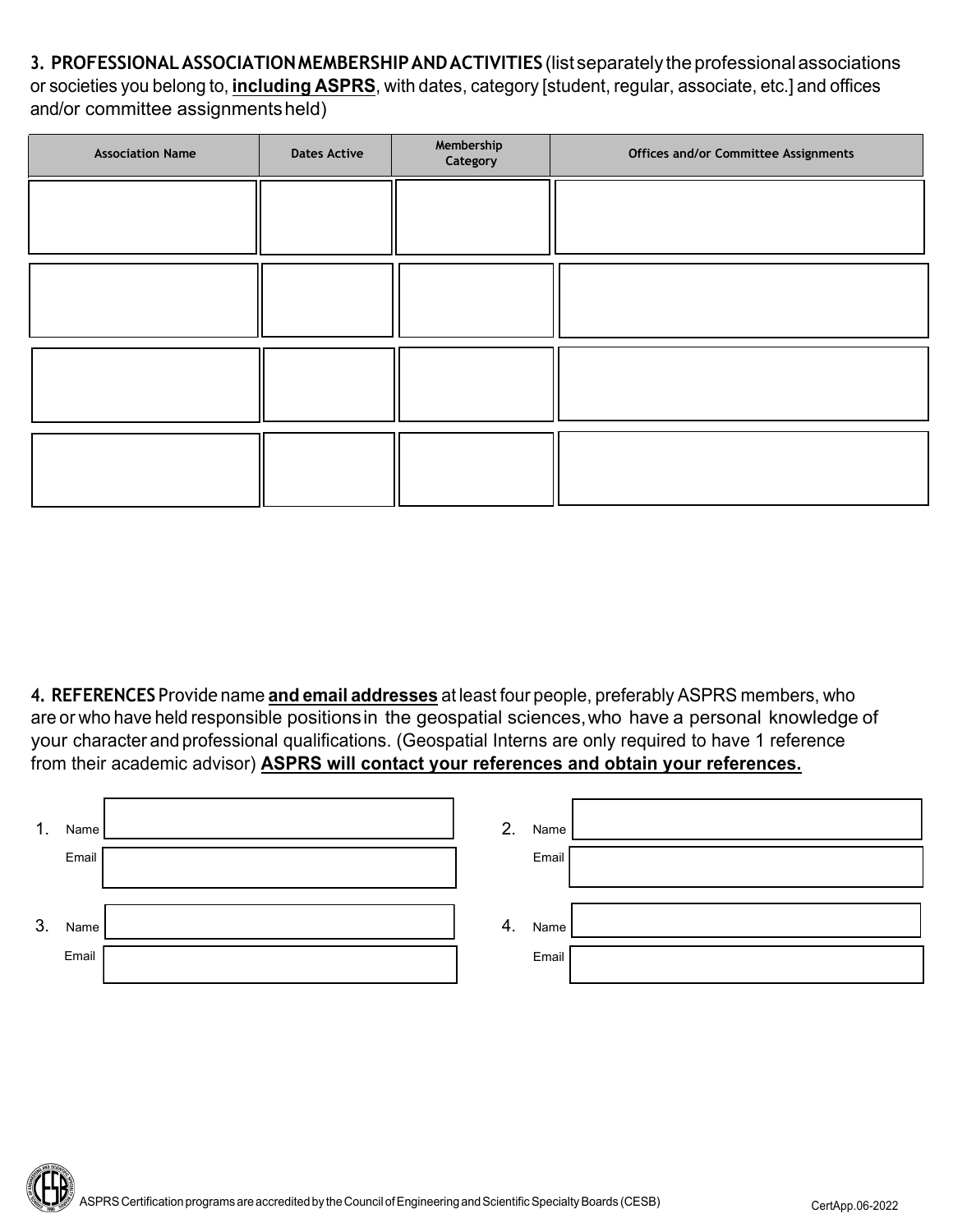**3. PROFESSIONAL ASSOCIATION MEMBERSHIP AND ACTIVITIES** (list separately the professional associations or societies you belong to, **including ASPRS**, with dates, category [student, regular, associate, etc.] and offices and/or committee assignments held)

| Association Name | Dates Active | Membership Category | Offices and/or Committee Assignments |
|---|---|---|---|
| | | | |
| | | | |
| | | | |
| | | | |

**4. REFERENCES** Provide name **and email addresses** at least four people, preferably ASPRS members, who are or who have held responsible positions in the geospatial sciences, who have a personal knowledge of your character and professional qualifications. (Geospatial Interns are only required to have 1 reference from their academic advisor) **ASPRS will contact your references and obtain your references.**

1. Name
   Email

2. Name
   Email

3. Name
   Email

4. Name
   Email

ASPRS Certification programs are accredited by the Council of Engineering and Scientific Specialty Boards (CESB)

CertApp.06-2022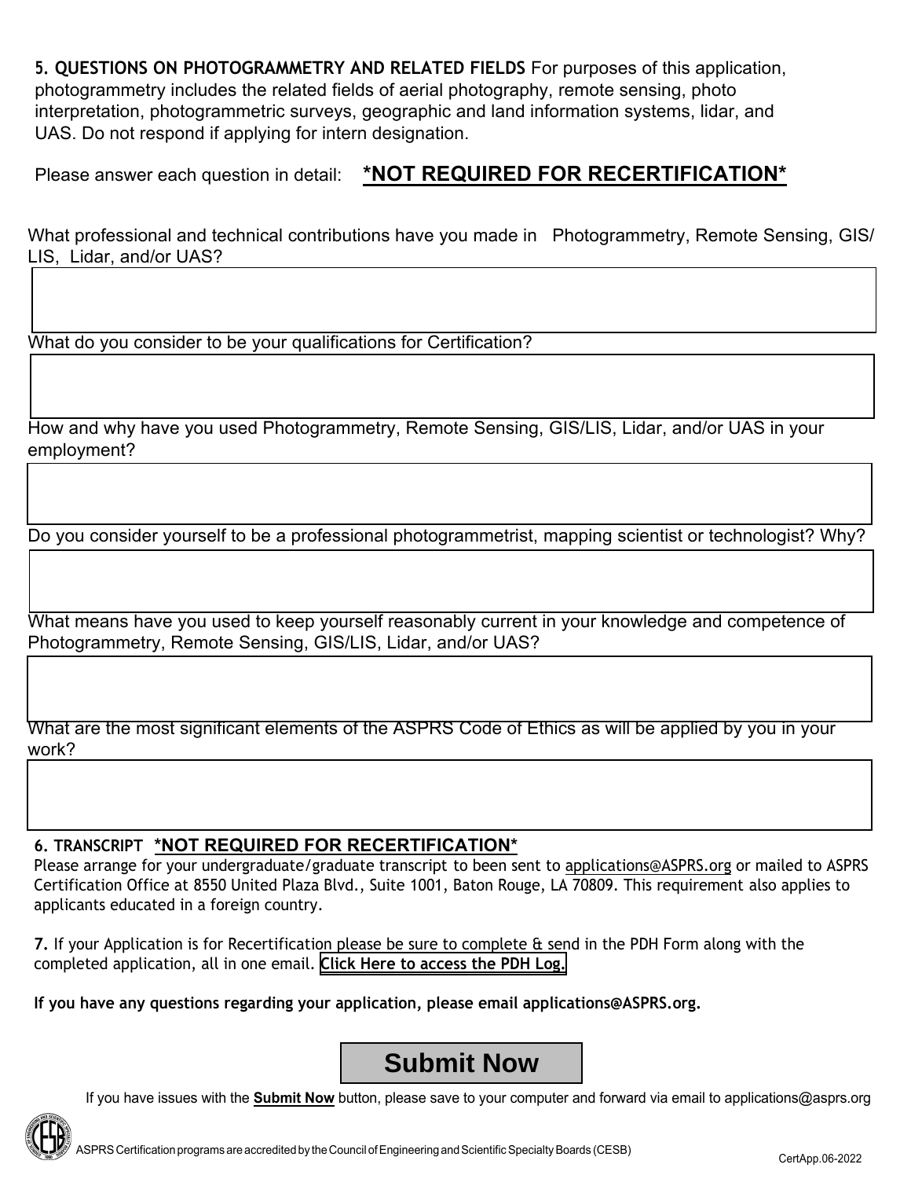**5. QUESTIONS ON PHOTOGRAMMETRY AND RELATED FIELDS** For purposes of this application, photogrammetry includes the related fields of aerial photography, remote sensing, photo interpretation, photogrammetric surveys, geographic and land information systems, lidar, and UAS. Do not respond if applying for intern designation.

Please answer each question in detail: **\*NOT REQUIRED FOR RECERTIFICATION\***

What professional and technical contributions have you made in Photogrammetry, Remote Sensing, GIS/LIS, Lidar, and/or UAS?

What do you consider to be your qualifications for Certification?

How and why have you used Photogrammetry, Remote Sensing, GIS/LIS, Lidar, and/or UAS in your employment?

Do you consider yourself to be a professional photogrammetrist, mapping scientist or technologist? Why?

What means have you used to keep yourself reasonably current in your knowledge and competence of Photogrammetry, Remote Sensing, GIS/LIS, Lidar, and/or UAS?

What are the most significant elements of the ASPRS Code of Ethics as will be applied by you in your work?

**6. TRANSCRIPT** **\*NOT REQUIRED FOR RECERTIFICATION\***

Please arrange for your undergraduate/graduate transcript to been sent to applications@ASPRS.org or mailed to ASPRS Certification Office at 8550 United Plaza Blvd., Suite 1001, Baton Rouge, LA 70809. This requirement also applies to applicants educated in a foreign country.

**7.** If your Application is for Recertification please be sure to complete & send in the PDH Form along with the completed application, all in one email. **Click Here to access the PDH Log.**

**If you have any questions regarding your application, please email applications@ASPRS.org.**

**Submit Now**

If you have issues with the **Submit Now** button, please save to your computer and forward via email to applications@asprs.org

ASPRS Certification programs are accredited by the Council of Engineering and Scientific Specialty Boards (CESB)

CertApp.06-2022